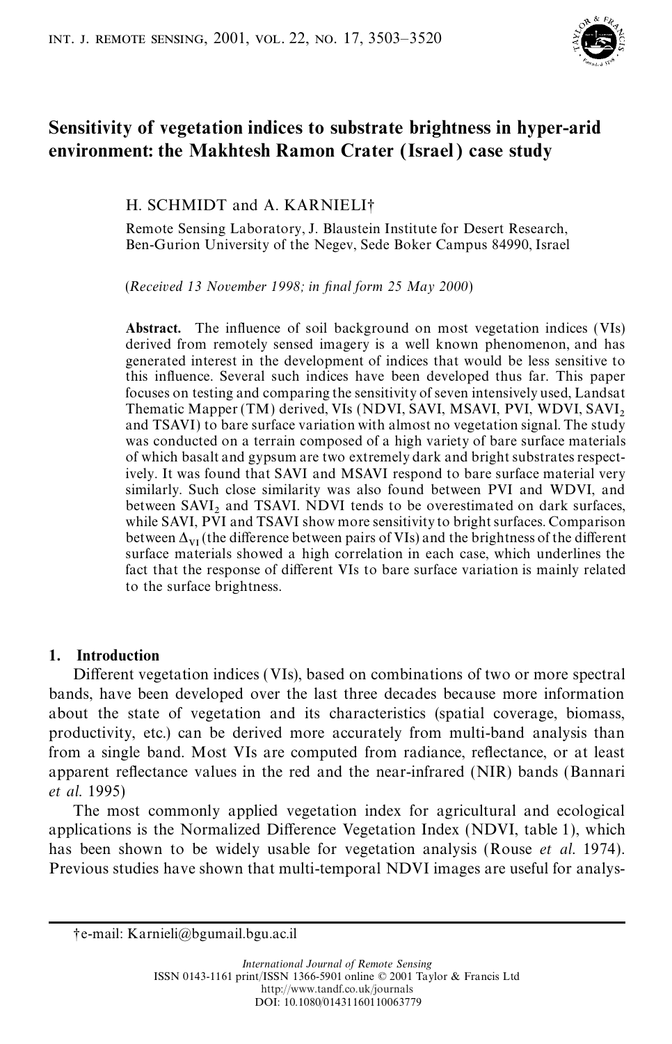# Sensitivity of vegetation indices to substrate brightness in hyper-arid environment: the Makhtesh Ramon Crater (Israel) case study

H. SCHMIDT and A. KARNIELI†

Remote Sensing Laboratory, J. Blaustein Institute for Desert Research, Ben-Gurion University of the Negev, Sede Boker Campus 84990, Israel

(*Received 13 November 1998; in final form 25 May 2000*)

**Abstract.** The influence of soil background on most vegetation indices (VIs) derived from remotely sensed imagery is a well known phenomenon, and has generated interest in the development of indices that would be less sensitive to this influence. Several such indices have been developed thus far. This paper focuses on testing and comparing the sensitivity of seven intensively used, Landsat Thematic Mapper (TM) derived, VIs (NDVI, SAVI, MSAVI, PVI, WDVI, $SAVI_2$ and TSAVI) to bare surface variation with almost no vegetation signal. The study was conducted on a terrain composed of a high variety of bare surface materials of which basalt and gypsum are two extremely dark and bright substrates respectively. It was found that SAVI and MSAVI respond to bare surface material very similarly. Such close similarity was also found between PVI and WDVI, and between $SAVI_2$ and TSAVI. NDVI tends to be overestimated on dark surfaces, while SAVI, PVI and TSAVI show more sensitivity to bright surfaces. Comparison between $\Delta_{VI}$ (the difference between pairs of VIs) and the brightness of the different surface materials showed a high correlation in each case, which underlines the fact that the response of different VIs to bare surface variation is mainly related to the surface brightness.

## 1. Introduction

Different vegetation indices (VIs), based on combinations of two or more spectral bands, have been developed over the last three decades because more information about the state of vegetation and its characteristics (spatial coverage, biomass, productivity, etc.) can be derived more accurately from multi-band analysis than from a single band. Most VIs are computed from radiance, reflectance, or at least apparent reflectance values in the red and the near-infrared (NIR) bands (Bannari *et al.* 1995)

The most commonly applied vegetation index for agricultural and ecological applications is the Normalized Difference Vegetation Index (NDVI, table 1), which has been shown to be widely usable for vegetation analysis (Rouse *et al.* 1974). Previous studies have shown that multi-temporal NDVI images are useful for analys-

†e-mail: Karnieli@bgumail.bgu.ac.il

*International Journal of Remote Sensing*
ISSN 0143-1161 print/ISSN 1366-5901 online © 2001 Taylor & Francis Ltd
http://www.tandf.co.uk/journals
DOI: 10.1080/01431160110063779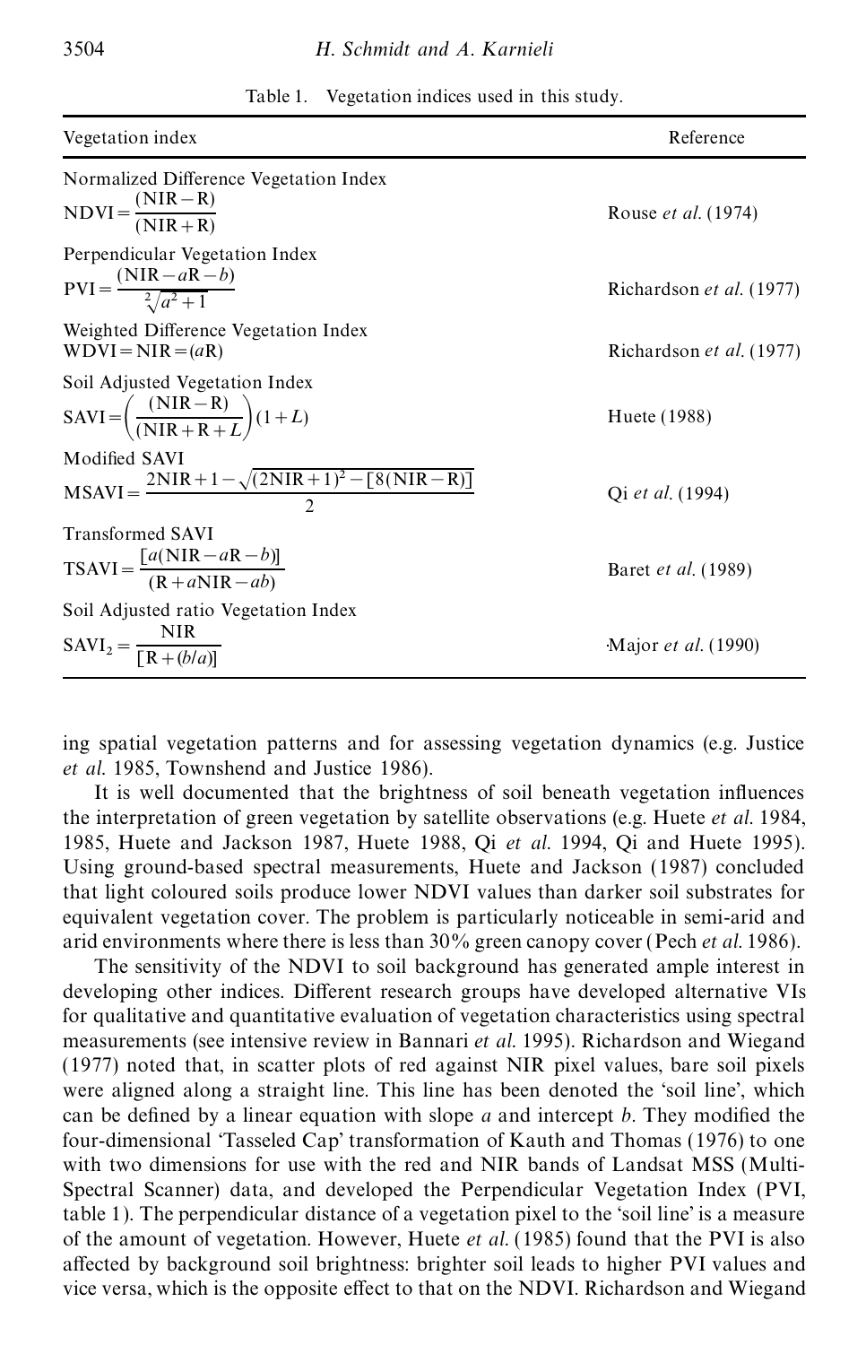Table 1. Vegetation indices used in this study.

| Vegetation index | Reference |
|---|---|
| Normalized Difference Vegetation Index $\text{NDVI}=\dfrac{(\text{NIR}-\text{R})}{(\text{NIR}+\text{R})}$ | Rouse *et al.* (1974) |
| Perpendicular Vegetation Index $\text{PVI}=\dfrac{(\text{NIR}-a\text{R}-b)}{\sqrt[2]{a^2+1}}$ | Richardson *et al.* (1977) |
| Weighted Difference Vegetation Index $\text{WDVI}=\text{NIR}=(a\text{R})$ | Richardson *et al.* (1977) |
| Soil Adjusted Vegetation Index $\text{SAVI}=\left(\dfrac{(\text{NIR}-\text{R})}{(\text{NIR}+\text{R}+L)}\right)(1+L)$ | Huete (1988) |
| Modified SAVI $\text{MSAVI}=\dfrac{2\text{NIR}+1-\sqrt{(2\text{NIR}+1)^2-[8(\text{NIR}-\text{R})]}}{2}$ | Qi *et al.* (1994) |
| Transformed SAVI $\text{TSAVI}=\dfrac{[a(\text{NIR}-a\text{R}-b)]}{(\text{R}+a\text{NIR}-ab)}$ | Baret *et al.* (1989) |
| Soil Adjusted ratio Vegetation Index $\text{SAVI}_2=\dfrac{\text{NIR}}{[\text{R}+(b/a)]}$ | Major *et al.* (1990) |

ing spatial vegetation patterns and for assessing vegetation dynamics (e.g. Justice *et al.* 1985, Townshend and Justice 1986).

It is well documented that the brightness of soil beneath vegetation influences the interpretation of green vegetation by satellite observations (e.g. Huete *et al.* 1984, 1985, Huete and Jackson 1987, Huete 1988, Qi *et al.* 1994, Qi and Huete 1995). Using ground-based spectral measurements, Huete and Jackson (1987) concluded that light coloured soils produce lower NDVI values than darker soil substrates for equivalent vegetation cover. The problem is particularly noticeable in semi-arid and arid environments where there is less than 30% green canopy cover (Pech *et al.* 1986).

The sensitivity of the NDVI to soil background has generated ample interest in developing other indices. Different research groups have developed alternative VIs for qualitative and quantitative evaluation of vegetation characteristics using spectral measurements (see intensive review in Bannari *et al.* 1995). Richardson and Wiegand (1977) noted that, in scatter plots of red against NIR pixel values, bare soil pixels were aligned along a straight line. This line has been denoted the 'soil line', which can be defined by a linear equation with slope *a* and intercept *b*. They modified the four-dimensional 'Tasseled Cap' transformation of Kauth and Thomas (1976) to one with two dimensions for use with the red and NIR bands of Landsat MSS (Multi-Spectral Scanner) data, and developed the Perpendicular Vegetation Index (PVI, table 1). The perpendicular distance of a vegetation pixel to the 'soil line' is a measure of the amount of vegetation. However, Huete *et al.* (1985) found that the PVI is also affected by background soil brightness: brighter soil leads to higher PVI values and vice versa, which is the opposite effect to that on the NDVI. Richardson and Wiegand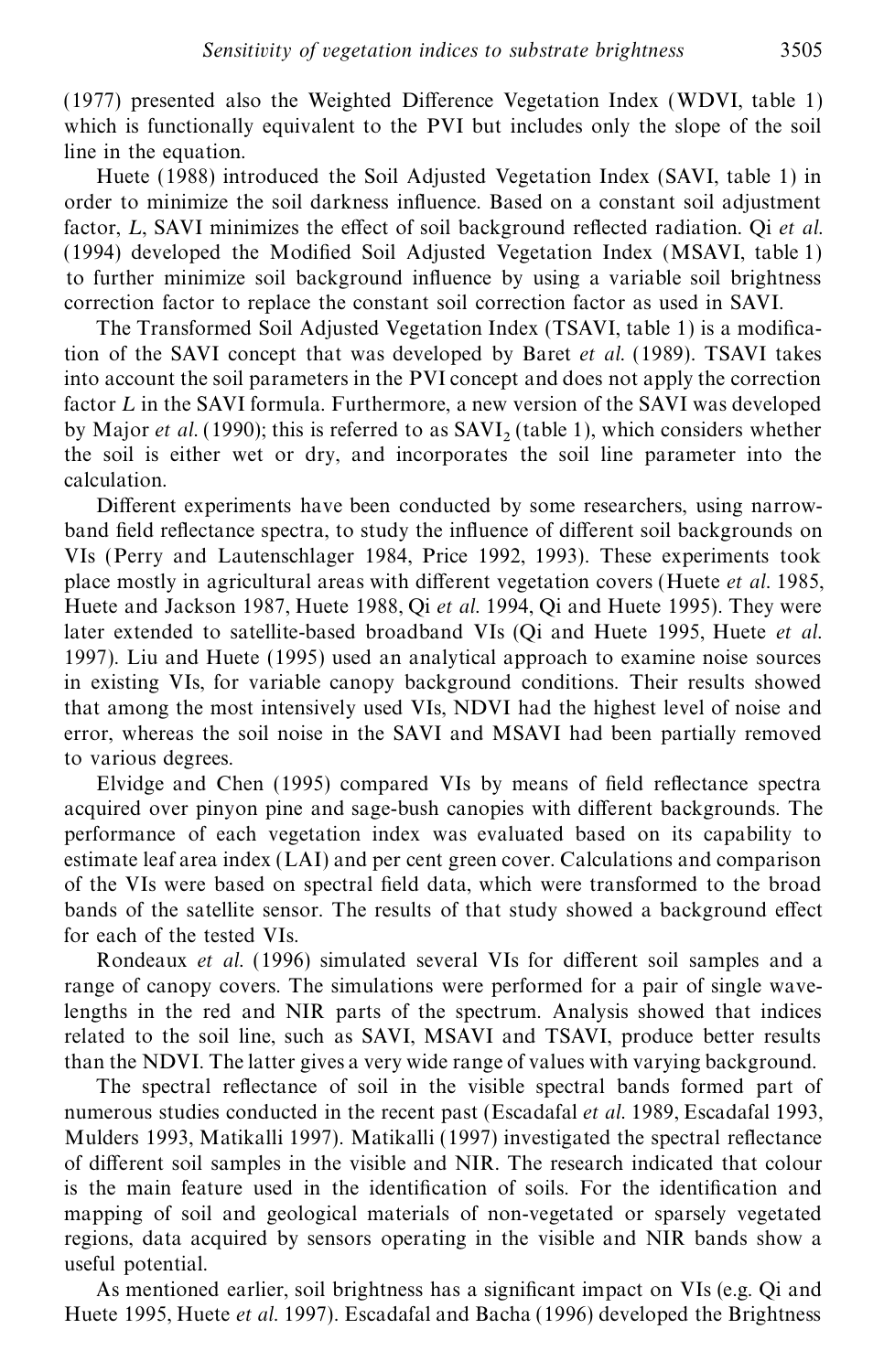(1977) presented also the Weighted Difference Vegetation Index (WDVI, table 1) which is functionally equivalent to the PVI but includes only the slope of the soil line in the equation.

Huete (1988) introduced the Soil Adjusted Vegetation Index (SAVI, table 1) in order to minimize the soil darkness influence. Based on a constant soil adjustment factor, $L$, SAVI minimizes the effect of soil background reflected radiation. Qi *et al.* (1994) developed the Modified Soil Adjusted Vegetation Index (MSAVI, table 1) to further minimize soil background influence by using a variable soil brightness correction factor to replace the constant soil correction factor as used in SAVI.

The Transformed Soil Adjusted Vegetation Index (TSAVI, table 1) is a modification of the SAVI concept that was developed by Baret *et al.* (1989). TSAVI takes into account the soil parameters in the PVI concept and does not apply the correction factor $L$ in the SAVI formula. Furthermore, a new version of the SAVI was developed by Major *et al.* (1990); this is referred to as $SAVI_2$ (table 1), which considers whether the soil is either wet or dry, and incorporates the soil line parameter into the calculation.

Different experiments have been conducted by some researchers, using narrow-band field reflectance spectra, to study the influence of different soil backgrounds on VIs (Perry and Lautenschlager 1984, Price 1992, 1993). These experiments took place mostly in agricultural areas with different vegetation covers (Huete *et al.* 1985, Huete and Jackson 1987, Huete 1988, Qi *et al.* 1994, Qi and Huete 1995). They were later extended to satellite-based broadband VIs (Qi and Huete 1995, Huete *et al.* 1997). Liu and Huete (1995) used an analytical approach to examine noise sources in existing VIs, for variable canopy background conditions. Their results showed that among the most intensively used VIs, NDVI had the highest level of noise and error, whereas the soil noise in the SAVI and MSAVI had been partially removed to various degrees.

Elvidge and Chen (1995) compared VIs by means of field reflectance spectra acquired over pinyon pine and sage-bush canopies with different backgrounds. The performance of each vegetation index was evaluated based on its capability to estimate leaf area index (LAI) and per cent green cover. Calculations and comparison of the VIs were based on spectral field data, which were transformed to the broad bands of the satellite sensor. The results of that study showed a background effect for each of the tested VIs.

Rondeaux *et al.* (1996) simulated several VIs for different soil samples and a range of canopy covers. The simulations were performed for a pair of single wavelengths in the red and NIR parts of the spectrum. Analysis showed that indices related to the soil line, such as SAVI, MSAVI and TSAVI, produce better results than the NDVI. The latter gives a very wide range of values with varying background.

The spectral reflectance of soil in the visible spectral bands formed part of numerous studies conducted in the recent past (Escadafal *et al.* 1989, Escadafal 1993, Mulders 1993, Matikalli 1997). Matikalli (1997) investigated the spectral reflectance of different soil samples in the visible and NIR. The research indicated that colour is the main feature used in the identification of soils. For the identification and mapping of soil and geological materials of non-vegetated or sparsely vegetated regions, data acquired by sensors operating in the visible and NIR bands show a useful potential.

As mentioned earlier, soil brightness has a significant impact on VIs (e.g. Qi and Huete 1995, Huete *et al.* 1997). Escadafal and Bacha (1996) developed the Brightness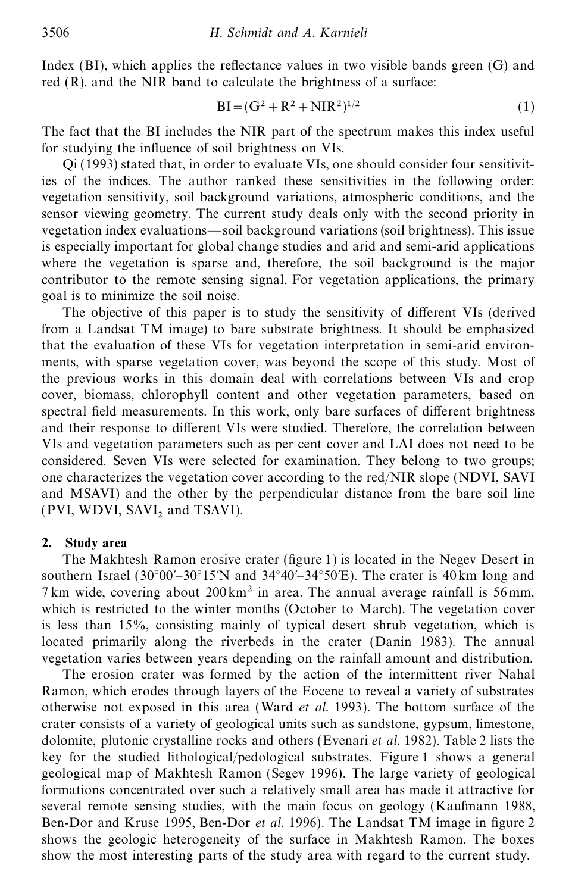Index (BI), which applies the reflectance values in two visible bands green (G) and red (R), and the NIR band to calculate the brightness of a surface:

$$\mathrm{BI} = (\mathrm{G}^2 + \mathrm{R}^2 + \mathrm{NIR}^2)^{1/2} \tag{1}$$

The fact that the BI includes the NIR part of the spectrum makes this index useful for studying the influence of soil brightness on VIs.

Qi (1993) stated that, in order to evaluate VIs, one should consider four sensitivities of the indices. The author ranked these sensitivities in the following order: vegetation sensitivity, soil background variations, atmospheric conditions, and the sensor viewing geometry. The current study deals only with the second priority in vegetation index evaluations—soil background variations (soil brightness). This issue is especially important for global change studies and arid and semi-arid applications where the vegetation is sparse and, therefore, the soil background is the major contributor to the remote sensing signal. For vegetation applications, the primary goal is to minimize the soil noise.

The objective of this paper is to study the sensitivity of different VIs (derived from a Landsat TM image) to bare substrate brightness. It should be emphasized that the evaluation of these VIs for vegetation interpretation in semi-arid environments, with sparse vegetation cover, was beyond the scope of this study. Most of the previous works in this domain deal with correlations between VIs and crop cover, biomass, chlorophyll content and other vegetation parameters, based on spectral field measurements. In this work, only bare surfaces of different brightness and their response to different VIs were studied. Therefore, the correlation between VIs and vegetation parameters such as per cent cover and LAI does not need to be considered. Seven VIs were selected for examination. They belong to two groups; one characterizes the vegetation cover according to the red/NIR slope (NDVI, SAVI and MSAVI) and the other by the perpendicular distance from the bare soil line (PVI, WDVI, $\mathrm{SAVI}_2$ and TSAVI).

## 2. Study area

The Makhtesh Ramon erosive crater (figure 1) is located in the Negev Desert in southern Israel (30°00′–30°15′N and 34°40′–34°50′E). The crater is 40 km long and 7 km wide, covering about 200 km² in area. The annual average rainfall is 56 mm, which is restricted to the winter months (October to March). The vegetation cover is less than 15%, consisting mainly of typical desert shrub vegetation, which is located primarily along the riverbeds in the crater (Danin 1983). The annual vegetation varies between years depending on the rainfall amount and distribution.

The erosion crater was formed by the action of the intermittent river Nahal Ramon, which erodes through layers of the Eocene to reveal a variety of substrates otherwise not exposed in this area (Ward *et al.* 1993). The bottom surface of the crater consists of a variety of geological units such as sandstone, gypsum, limestone, dolomite, plutonic crystalline rocks and others (Evenari *et al.* 1982). Table 2 lists the key for the studied lithological/pedological substrates. Figure 1 shows a general geological map of Makhtesh Ramon (Segev 1996). The large variety of geological formations concentrated over such a relatively small area has made it attractive for several remote sensing studies, with the main focus on geology (Kaufmann 1988, Ben-Dor and Kruse 1995, Ben-Dor *et al.* 1996). The Landsat TM image in figure 2 shows the geologic heterogeneity of the surface in Makhtesh Ramon. The boxes show the most interesting parts of the study area with regard to the current study.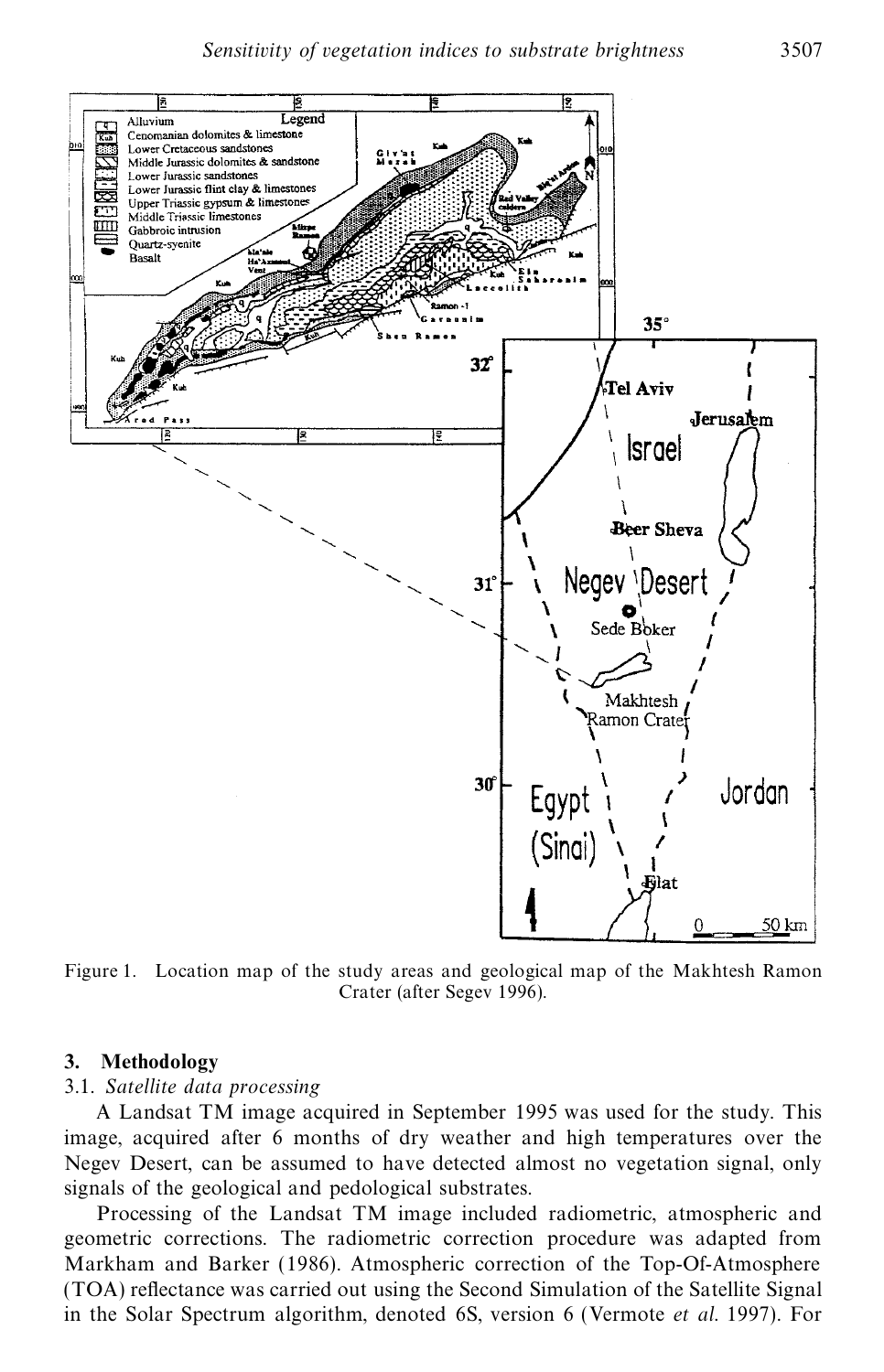Figure 1. Location map of the study areas and geological map of the Makhtesh Ramon Crater (after Segev 1996).

## 3. Methodology

### 3.1. *Satellite data processing*

A Landsat TM image acquired in September 1995 was used for the study. This image, acquired after 6 months of dry weather and high temperatures over the Negev Desert, can be assumed to have detected almost no vegetation signal, only signals of the geological and pedological substrates.

Processing of the Landsat TM image included radiometric, atmospheric and geometric corrections. The radiometric correction procedure was adapted from Markham and Barker (1986). Atmospheric correction of the Top-Of-Atmosphere (TOA) reflectance was carried out using the Second Simulation of the Satellite Signal in the Solar Spectrum algorithm, denoted 6S, version 6 (Vermote *et al.* 1997). For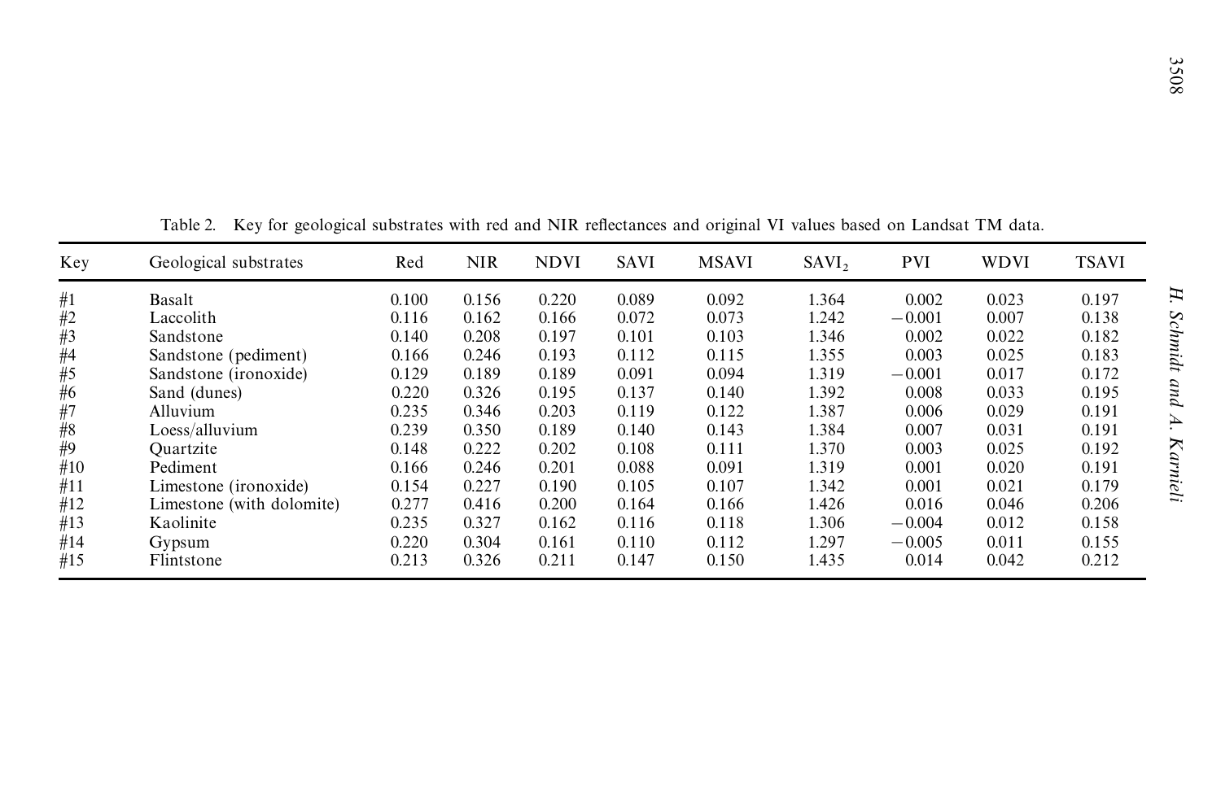Table 2. Key for geological substrates with red and NIR reflectances and original VI values based on Landsat TM data.

| Key | Geological substrates | Red | NIR | NDVI | SAVI | MSAVI | $SAVI_2$ | PVI | WDVI | TSAVI |
|---|---|---|---|---|---|---|---|---|---|---|
| #1 | Basalt | 0.100 | 0.156 | 0.220 | 0.089 | 0.092 | 1.364 | 0.002 | 0.023 | 0.197 |
| #2 | Laccolith | 0.116 | 0.162 | 0.166 | 0.072 | 0.073 | 1.242 | −0.001 | 0.007 | 0.138 |
| #3 | Sandstone | 0.140 | 0.208 | 0.197 | 0.101 | 0.103 | 1.346 | 0.002 | 0.022 | 0.182 |
| #4 | Sandstone (pediment) | 0.166 | 0.246 | 0.193 | 0.112 | 0.115 | 1.355 | 0.003 | 0.025 | 0.183 |
| #5 | Sandstone (ironoxide) | 0.129 | 0.189 | 0.189 | 0.091 | 0.094 | 1.319 | −0.001 | 0.017 | 0.172 |
| #6 | Sand (dunes) | 0.220 | 0.326 | 0.195 | 0.137 | 0.140 | 1.392 | 0.008 | 0.033 | 0.195 |
| #7 | Alluvium | 0.235 | 0.346 | 0.203 | 0.119 | 0.122 | 1.387 | 0.006 | 0.029 | 0.191 |
| #8 | Loess/alluvium | 0.239 | 0.350 | 0.189 | 0.140 | 0.143 | 1.384 | 0.007 | 0.031 | 0.191 |
| #9 | Quartzite | 0.148 | 0.222 | 0.202 | 0.108 | 0.111 | 1.370 | 0.003 | 0.025 | 0.192 |
| #10 | Pediment | 0.166 | 0.246 | 0.201 | 0.088 | 0.091 | 1.319 | 0.001 | 0.020 | 0.191 |
| #11 | Limestone (ironoxide) | 0.154 | 0.227 | 0.190 | 0.105 | 0.107 | 1.342 | 0.001 | 0.021 | 0.179 |
| #12 | Limestone (with dolomite) | 0.277 | 0.416 | 0.200 | 0.164 | 0.166 | 1.426 | 0.016 | 0.046 | 0.206 |
| #13 | Kaolinite | 0.235 | 0.327 | 0.162 | 0.116 | 0.118 | 1.306 | −0.004 | 0.012 | 0.158 |
| #14 | Gypsum | 0.220 | 0.304 | 0.161 | 0.110 | 0.112 | 1.297 | −0.005 | 0.011 | 0.155 |
| #15 | Flintstone | 0.213 | 0.326 | 0.211 | 0.147 | 0.150 | 1.435 | 0.014 | 0.042 | 0.212 |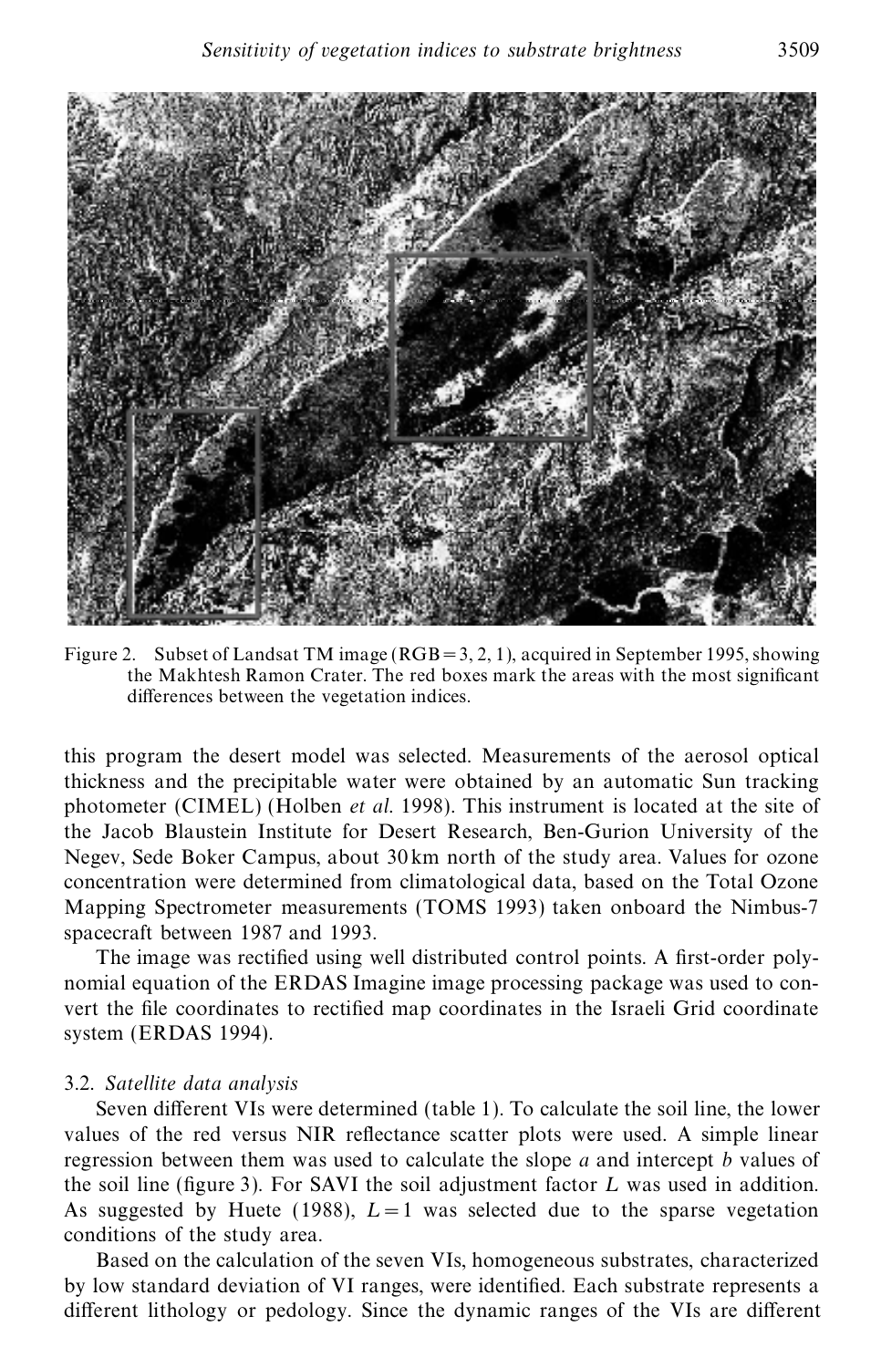Figure 2. Subset of Landsat TM image (RGB = 3, 2, 1), acquired in September 1995, showing the Makhtesh Ramon Crater. The red boxes mark the areas with the most significant differences between the vegetation indices.

this program the desert model was selected. Measurements of the aerosol optical thickness and the precipitable water were obtained by an automatic Sun tracking photometer (CIMEL) (Holben *et al.* 1998). This instrument is located at the site of the Jacob Blaustein Institute for Desert Research, Ben-Gurion University of the Negev, Sede Boker Campus, about 30 km north of the study area. Values for ozone concentration were determined from climatological data, based on the Total Ozone Mapping Spectrometer measurements (TOMS 1993) taken onboard the Nimbus-7 spacecraft between 1987 and 1993.

The image was rectified using well distributed control points. A first-order polynomial equation of the ERDAS Imagine image processing package was used to convert the file coordinates to rectified map coordinates in the Israeli Grid coordinate system (ERDAS 1994).

### 3.2. *Satellite data analysis*

Seven different VIs were determined (table 1). To calculate the soil line, the lower values of the red versus NIR reflectance scatter plots were used. A simple linear regression between them was used to calculate the slope $a$ and intercept $b$ values of the soil line (figure 3). For SAVI the soil adjustment factor $L$ was used in addition. As suggested by Huete (1988), $L = 1$ was selected due to the sparse vegetation conditions of the study area.

Based on the calculation of the seven VIs, homogeneous substrates, characterized by low standard deviation of VI ranges, were identified. Each substrate represents a different lithology or pedology. Since the dynamic ranges of the VIs are different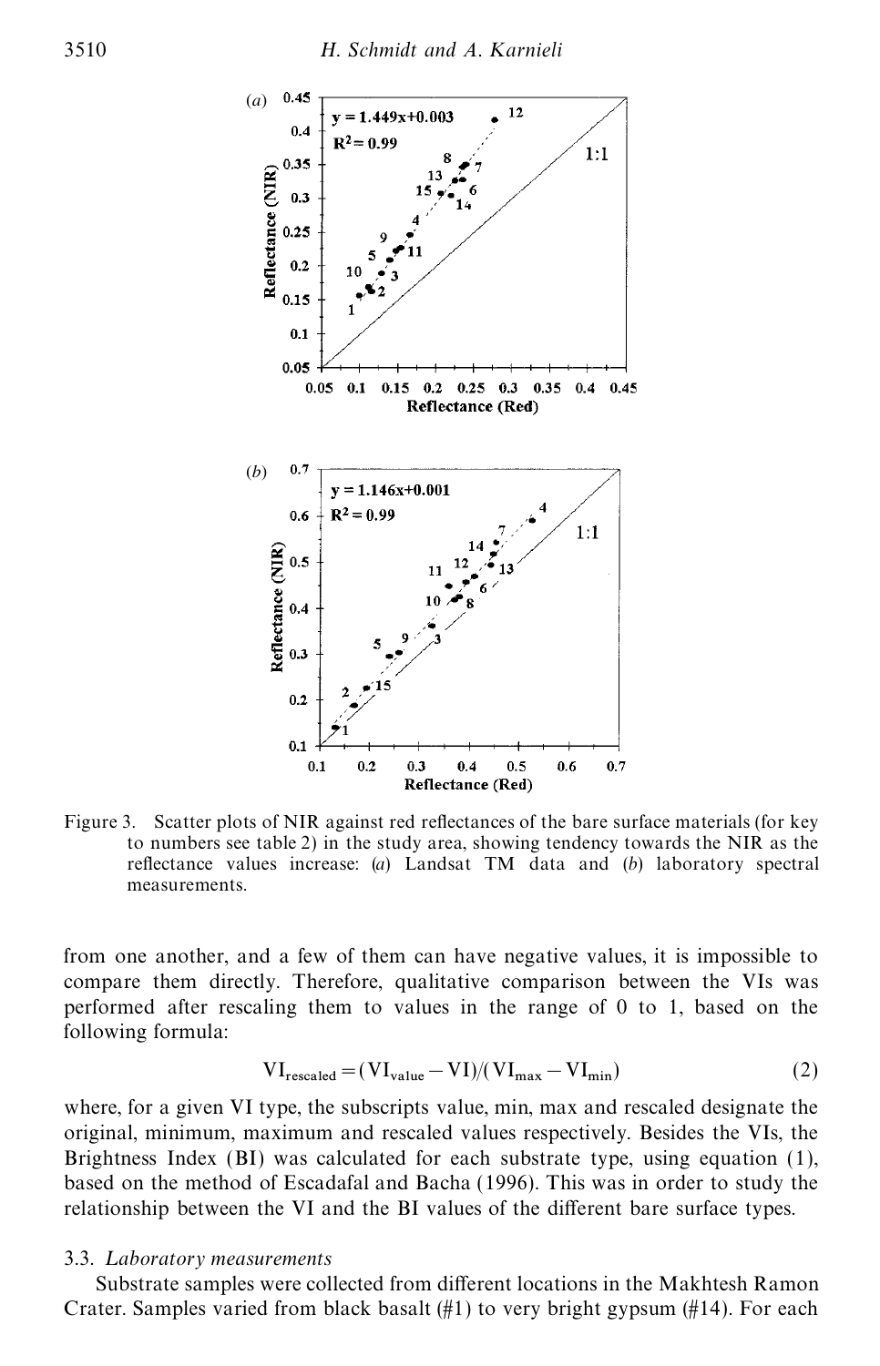Figure 3. Scatter plots of NIR against red reflectances of the bare surface materials (for key to numbers see table 2) in the study area, showing tendency towards the NIR as the reflectance values increase: (*a*) Landsat TM data and (*b*) laboratory spectral measurements.

from one another, and a few of them can have negative values, it is impossible to compare them directly. Therefore, qualitative comparison between the VIs was performed after rescaling them to values in the range of 0 to 1, based on the following formula:

$$\mathrm{VI}_{\mathrm{rescaled}} = (\mathrm{VI}_{\mathrm{value}} - \mathrm{VI})/(\mathrm{VI}_{\max} - \mathrm{VI}_{\min}) \tag{2}$$

where, for a given VI type, the subscripts value, min, max and rescaled designate the original, minimum, maximum and rescaled values respectively. Besides the VIs, the Brightness Index (BI) was calculated for each substrate type, using equation (1), based on the method of Escadafal and Bacha (1996). This was in order to study the relationship between the VI and the BI values of the different bare surface types.

### 3.3. *Laboratory measurements*

Substrate samples were collected from different locations in the Makhtesh Ramon Crater. Samples varied from black basalt (#1) to very bright gypsum (#14). For each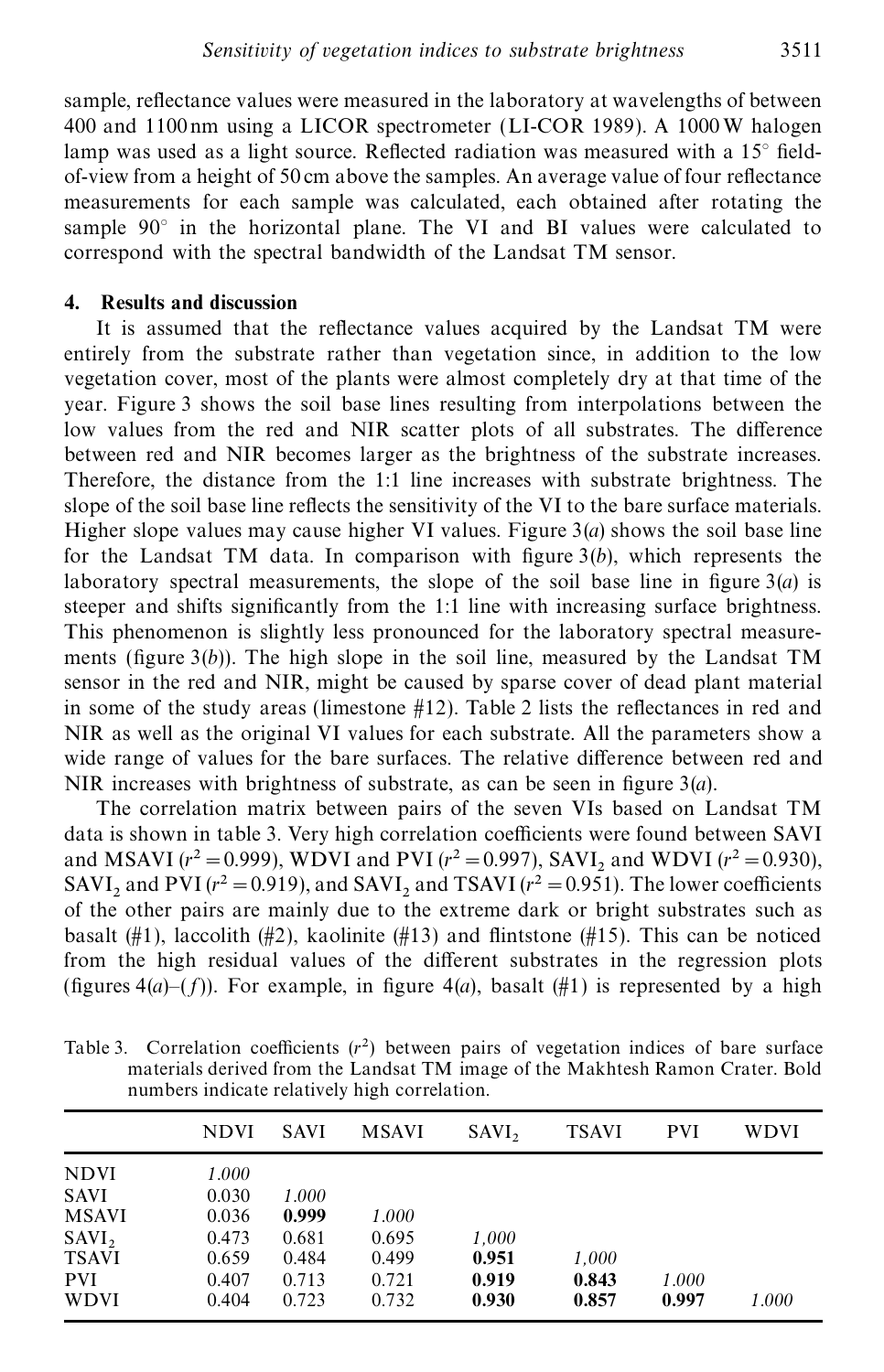sample, reflectance values were measured in the laboratory at wavelengths of between 400 and 1100 nm using a LICOR spectrometer (LI-COR 1989). A 1000 W halogen lamp was used as a light source. Reflected radiation was measured with a 15° field-of-view from a height of 50 cm above the samples. An average value of four reflectance measurements for each sample was calculated, each obtained after rotating the sample 90° in the horizontal plane. The VI and BI values were calculated to correspond with the spectral bandwidth of the Landsat TM sensor.

## 4. Results and discussion

It is assumed that the reflectance values acquired by the Landsat TM were entirely from the substrate rather than vegetation since, in addition to the low vegetation cover, most of the plants were almost completely dry at that time of the year. Figure 3 shows the soil base lines resulting from interpolations between the low values from the red and NIR scatter plots of all substrates. The difference between red and NIR becomes larger as the brightness of the substrate increases. Therefore, the distance from the 1:1 line increases with substrate brightness. The slope of the soil base line reflects the sensitivity of the VI to the bare surface materials. Higher slope values may cause higher VI values. Figure 3(*a*) shows the soil base line for the Landsat TM data. In comparison with figure 3(*b*), which represents the laboratory spectral measurements, the slope of the soil base line in figure 3(*a*) is steeper and shifts significantly from the 1:1 line with increasing surface brightness. This phenomenon is slightly less pronounced for the laboratory spectral measurements (figure 3(*b*)). The high slope in the soil line, measured by the Landsat TM sensor in the red and NIR, might be caused by sparse cover of dead plant material in some of the study areas (limestone #12). Table 2 lists the reflectances in red and NIR as well as the original VI values for each substrate. All the parameters show a wide range of values for the bare surfaces. The relative difference between red and NIR increases with brightness of substrate, as can be seen in figure 3(*a*).

The correlation matrix between pairs of the seven VIs based on Landsat TM data is shown in table 3. Very high correlation coefficients were found between SAVI and MSAVI ($r^2 = 0.999$), WDVI and PVI ($r^2 = 0.997$), $SAVI_2$ and WDVI ($r^2 = 0.930$), $SAVI_2$ and PVI ($r^2 = 0.919$), and $SAVI_2$ and TSAVI ($r^2 = 0.951$). The lower coefficients of the other pairs are mainly due to the extreme dark or bright substrates such as basalt (#1), laccolith (#2), kaolinite (#13) and flintstone (#15). This can be noticed from the high residual values of the different substrates in the regression plots (figures 4(*a*)–(*f*)). For example, in figure 4(*a*), basalt (#1) is represented by a high

Table 3. Correlation coefficients ($r^2$) between pairs of vegetation indices of bare surface materials derived from the Landsat TM image of the Makhtesh Ramon Crater. Bold numbers indicate relatively high correlation.

| | NDVI | SAVI | MSAVI | $SAVI_2$ | TSAVI | PVI | WDVI |
|---|---|---|---|---|---|---|---|
| NDVI | *1.000* | | | | | | |
| SAVI | 0.030 | *1.000* | | | | | |
| MSAVI | 0.036 | **0.999** | *1.000* | | | | |
| $SAVI_2$ | 0.473 | 0.681 | 0.695 | *1,000* | | | |
| TSAVI | 0.659 | 0.484 | 0.499 | **0.951** | *1,000* | | |
| PVI | 0.407 | 0.713 | 0.721 | **0.919** | **0.843** | *1.000* | |
| WDVI | 0.404 | 0.723 | 0.732 | **0.930** | **0.857** | **0.997** | *1.000* |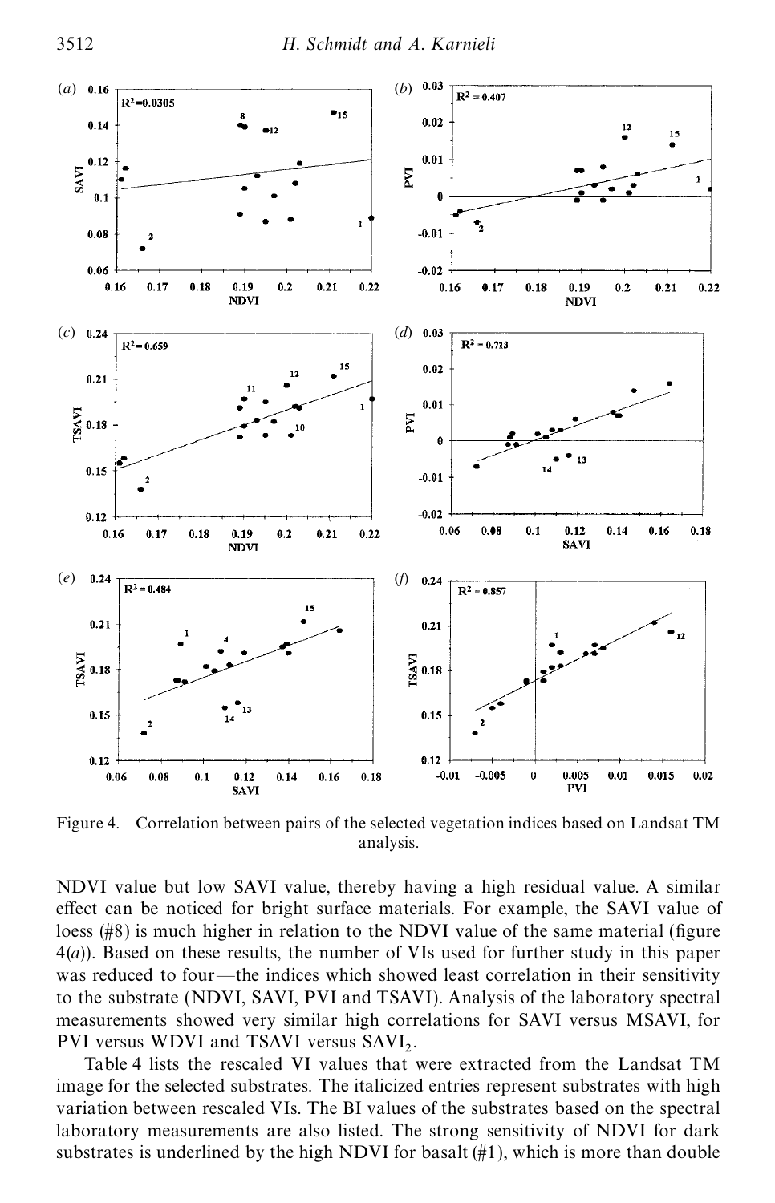Figure 4. Correlation between pairs of the selected vegetation indices based on Landsat TM analysis.

NDVI value but low SAVI value, thereby having a high residual value. A similar effect can be noticed for bright surface materials. For example, the SAVI value of loess (#8) is much higher in relation to the NDVI value of the same material (figure 4(*a*)). Based on these results, the number of VIs used for further study in this paper was reduced to four—the indices which showed least correlation in their sensitivity to the substrate (NDVI, SAVI, PVI and TSAVI). Analysis of the laboratory spectral measurements showed very similar high correlations for SAVI versus MSAVI, for PVI versus WDVI and TSAVI versus $SAVI_2$.

Table 4 lists the rescaled VI values that were extracted from the Landsat TM image for the selected substrates. The italicized entries represent substrates with high variation between rescaled VIs. The BI values of the substrates based on the spectral laboratory measurements are also listed. The strong sensitivity of NDVI for dark substrates is underlined by the high NDVI for basalt (#1), which is more than double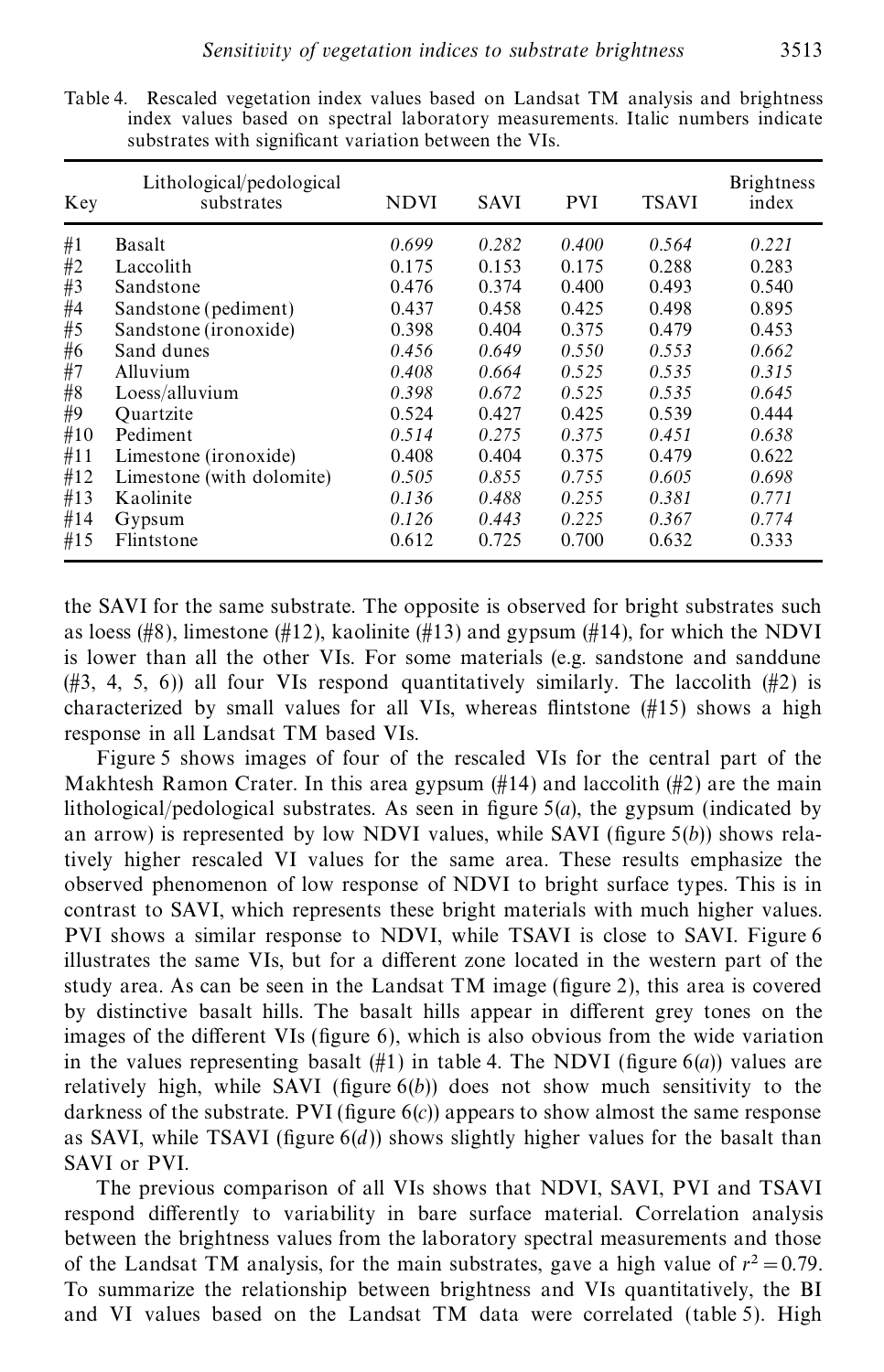Table 4. Rescaled vegetation index values based on Landsat TM analysis and brightness index values based on spectral laboratory measurements. Italic numbers indicate substrates with significant variation between the VIs.

| Key | Lithological/pedological substrates | NDVI | SAVI | PVI | TSAVI | Brightness index |
|---|---|---|---|---|---|---|
| #1 | Basalt | *0.699* | *0.282* | *0.400* | *0.564* | *0.221* |
| #2 | Laccolith | 0.175 | 0.153 | 0.175 | 0.288 | 0.283 |
| #3 | Sandstone | 0.476 | 0.374 | 0.400 | 0.493 | 0.540 |
| #4 | Sandstone (pediment) | 0.437 | 0.458 | 0.425 | 0.498 | 0.895 |
| #5 | Sandstone (ironoxide) | 0.398 | 0.404 | 0.375 | 0.479 | 0.453 |
| #6 | Sand dunes | *0.456* | *0.649* | *0.550* | *0.553* | *0.662* |
| #7 | Alluvium | *0.408* | *0.664* | *0.525* | *0.535* | *0.315* |
| #8 | Loess/alluvium | *0.398* | *0.672* | *0.525* | *0.535* | *0.645* |
| #9 | Quartzite | 0.524 | 0.427 | 0.425 | 0.539 | 0.444 |
| #10 | Pediment | *0.514* | *0.275* | *0.375* | *0.451* | *0.638* |
| #11 | Limestone (ironoxide) | 0.408 | 0.404 | 0.375 | 0.479 | 0.622 |
| #12 | Limestone (with dolomite) | *0.505* | *0.855* | *0.755* | *0.605* | *0.698* |
| #13 | Kaolinite | *0.136* | *0.488* | *0.255* | *0.381* | *0.771* |
| #14 | Gypsum | *0.126* | *0.443* | *0.225* | *0.367* | *0.774* |
| #15 | Flintstone | 0.612 | 0.725 | 0.700 | 0.632 | 0.333 |

the SAVI for the same substrate. The opposite is observed for bright substrates such as loess (#8), limestone (#12), kaolinite (#13) and gypsum (#14), for which the NDVI is lower than all the other VIs. For some materials (e.g. sandstone and sanddune (#3, 4, 5, 6)) all four VIs respond quantitatively similarly. The laccolith (#2) is characterized by small values for all VIs, whereas flintstone (#15) shows a high response in all Landsat TM based VIs.

Figure 5 shows images of four of the rescaled VIs for the central part of the Makhtesh Ramon Crater. In this area gypsum (#14) and laccolith (#2) are the main lithological/pedological substrates. As seen in figure 5(*a*), the gypsum (indicated by an arrow) is represented by low NDVI values, while SAVI (figure 5(*b*)) shows relatively higher rescaled VI values for the same area. These results emphasize the observed phenomenon of low response of NDVI to bright surface types. This is in contrast to SAVI, which represents these bright materials with much higher values. PVI shows a similar response to NDVI, while TSAVI is close to SAVI. Figure 6 illustrates the same VIs, but for a different zone located in the western part of the study area. As can be seen in the Landsat TM image (figure 2), this area is covered by distinctive basalt hills. The basalt hills appear in different grey tones on the images of the different VIs (figure 6), which is also obvious from the wide variation in the values representing basalt (#1) in table 4. The NDVI (figure 6(*a*)) values are relatively high, while SAVI (figure 6(*b*)) does not show much sensitivity to the darkness of the substrate. PVI (figure 6(*c*)) appears to show almost the same response as SAVI, while TSAVI (figure 6(*d*)) shows slightly higher values for the basalt than SAVI or PVI.

The previous comparison of all VIs shows that NDVI, SAVI, PVI and TSAVI respond differently to variability in bare surface material. Correlation analysis between the brightness values from the laboratory spectral measurements and those of the Landsat TM analysis, for the main substrates, gave a high value of $r^2 = 0.79$. To summarize the relationship between brightness and VIs quantitatively, the BI and VI values based on the Landsat TM data were correlated (table 5). High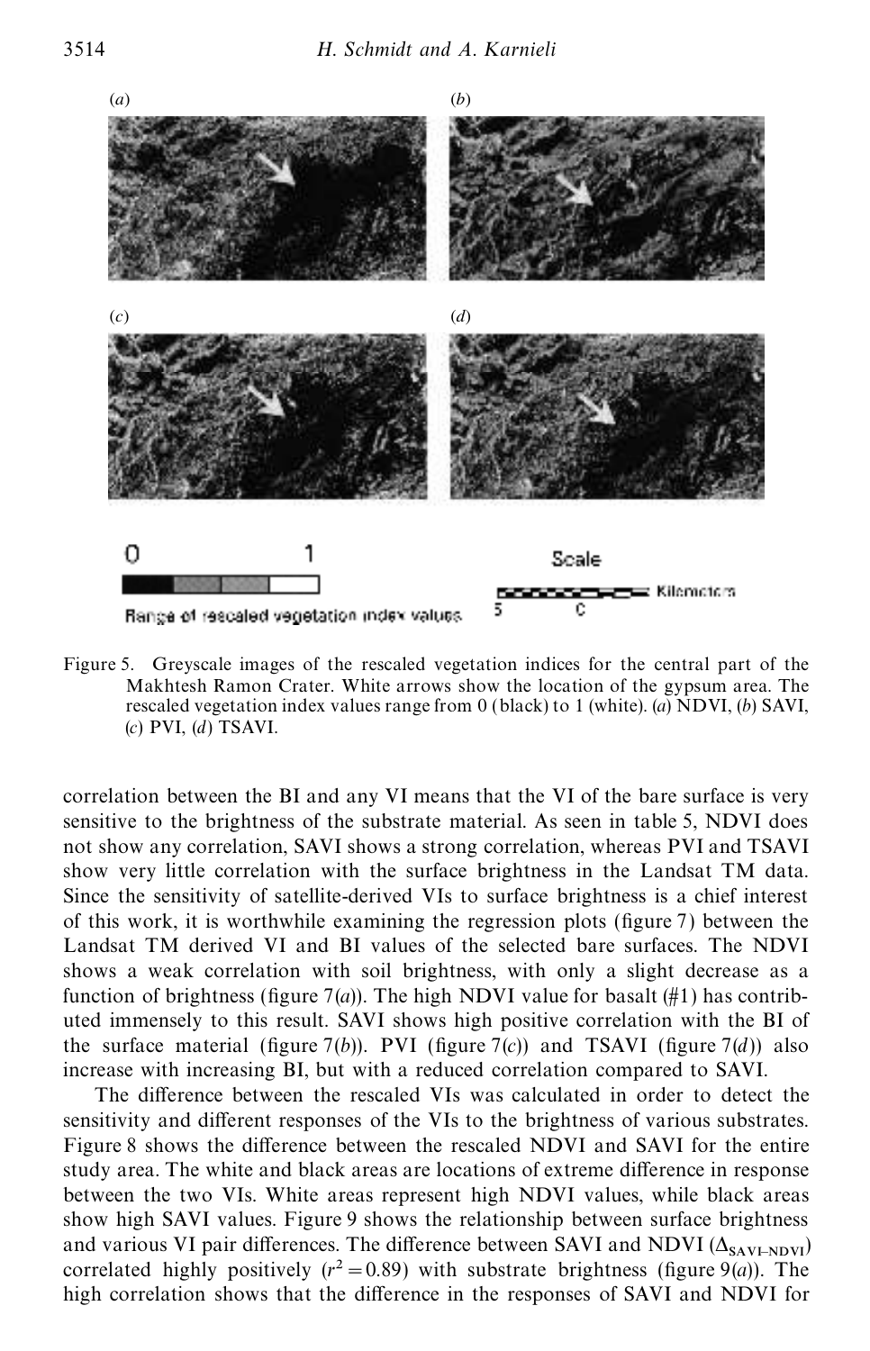Figure 5. Greyscale images of the rescaled vegetation indices for the central part of the Makhtesh Ramon Crater. White arrows show the location of the gypsum area. The rescaled vegetation index values range from 0 (black) to 1 (white). (*a*) NDVI, (*b*) SAVI, (*c*) PVI, (*d*) TSAVI.

correlation between the BI and any VI means that the VI of the bare surface is very sensitive to the brightness of the substrate material. As seen in table 5, NDVI does not show any correlation, SAVI shows a strong correlation, whereas PVI and TSAVI show very little correlation with the surface brightness in the Landsat TM data. Since the sensitivity of satellite-derived VIs to surface brightness is a chief interest of this work, it is worthwhile examining the regression plots (figure 7) between the Landsat TM derived VI and BI values of the selected bare surfaces. The NDVI shows a weak correlation with soil brightness, with only a slight decrease as a function of brightness (figure 7(*a*)). The high NDVI value for basalt (#1) has contributed immensely to this result. SAVI shows high positive correlation with the BI of the surface material (figure 7(*b*)). PVI (figure 7(*c*)) and TSAVI (figure 7(*d*)) also increase with increasing BI, but with a reduced correlation compared to SAVI.

The difference between the rescaled VIs was calculated in order to detect the sensitivity and different responses of the VIs to the brightness of various substrates. Figure 8 shows the difference between the rescaled NDVI and SAVI for the entire study area. The white and black areas are locations of extreme difference in response between the two VIs. White areas represent high NDVI values, while black areas show high SAVI values. Figure 9 shows the relationship between surface brightness and various VI pair differences. The difference between SAVI and NDVI ($\Delta_{\mathrm{SAVI-NDVI}}$) correlated highly positively ($r^2 = 0.89$) with substrate brightness (figure 9(*a*)). The high correlation shows that the difference in the responses of SAVI and NDVI for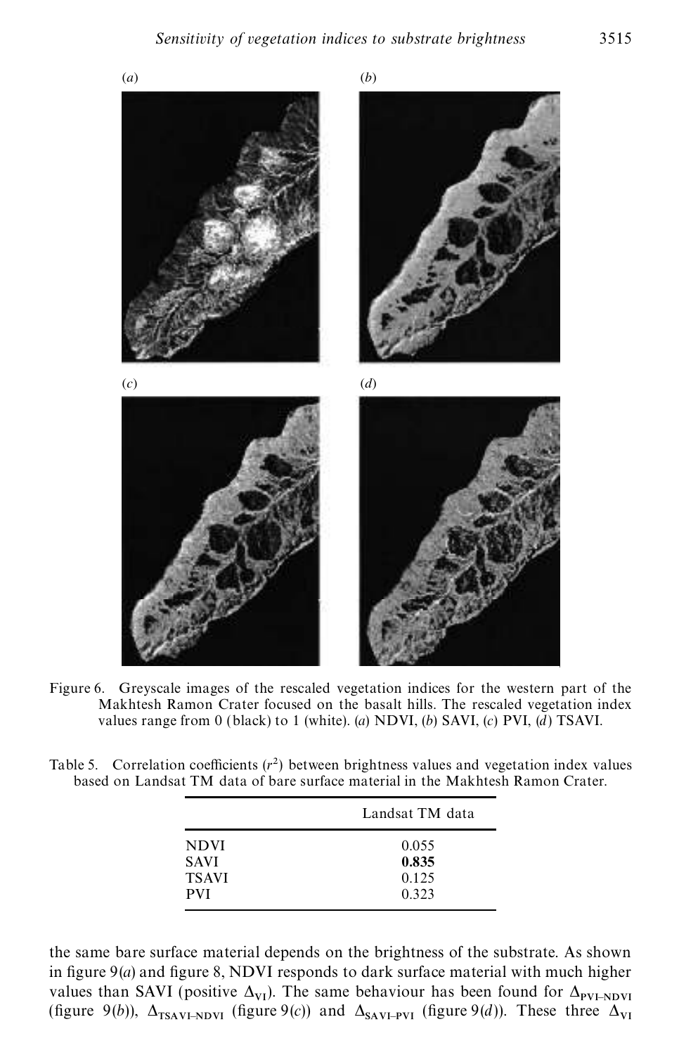Figure 6. Greyscale images of the rescaled vegetation indices for the western part of the Makhtesh Ramon Crater focused on the basalt hills. The rescaled vegetation index values range from 0 (black) to 1 (white). (*a*) NDVI, (*b*) SAVI, (*c*) PVI, (*d*) TSAVI.

Table 5. Correlation coefficients ($r^2$) between brightness values and vegetation index values based on Landsat TM data of bare surface material in the Makhtesh Ramon Crater.

| | Landsat TM data |
|---|---|
| NDVI | 0.055 |
| SAVI | **0.835** |
| TSAVI | 0.125 |
| PVI | 0.323 |

the same bare surface material depends on the brightness of the substrate. As shown in figure 9(*a*) and figure 8, NDVI responds to dark surface material with much higher values than SAVI (positive $\Delta_{VI}$). The same behaviour has been found for $\Delta_{PVI-NDVI}$ (figure 9(*b*)), $\Delta_{TSAVI-NDVI}$ (figure 9(*c*)) and $\Delta_{SAVI-PVI}$ (figure 9(*d*)). These three $\Delta_{VI}$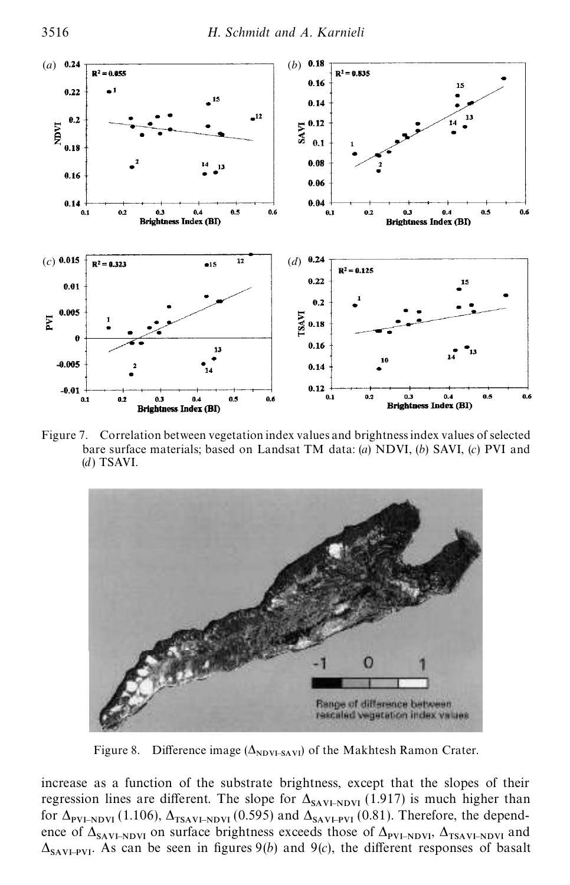Figure 7. Correlation between vegetation index values and brightness index values of selected bare surface materials; based on Landsat TM data: (*a*) NDVI, (*b*) SAVI, (*c*) PVI and (*d*) TSAVI.

Figure 8. Difference image ($\Delta_{NDVI-SAVI}$) of the Makhtesh Ramon Crater.

increase as a function of the substrate brightness, except that the slopes of their regression lines are different. The slope for $\Delta_{SAVI-NDVI}$ (1.917) is much higher than for $\Delta_{PVI-NDVI}$ (1.106), $\Delta_{TSAVI-NDVI}$ (0.595) and $\Delta_{SAVI-PVI}$ (0.81). Therefore, the dependence of $\Delta_{SAVI-NDVI}$ on surface brightness exceeds those of $\Delta_{PVI-NDVI}$, $\Delta_{TSAVI-NDVI}$ and $\Delta_{SAVI-PVI}$. As can be seen in figures 9(*b*) and 9(*c*), the different responses of basalt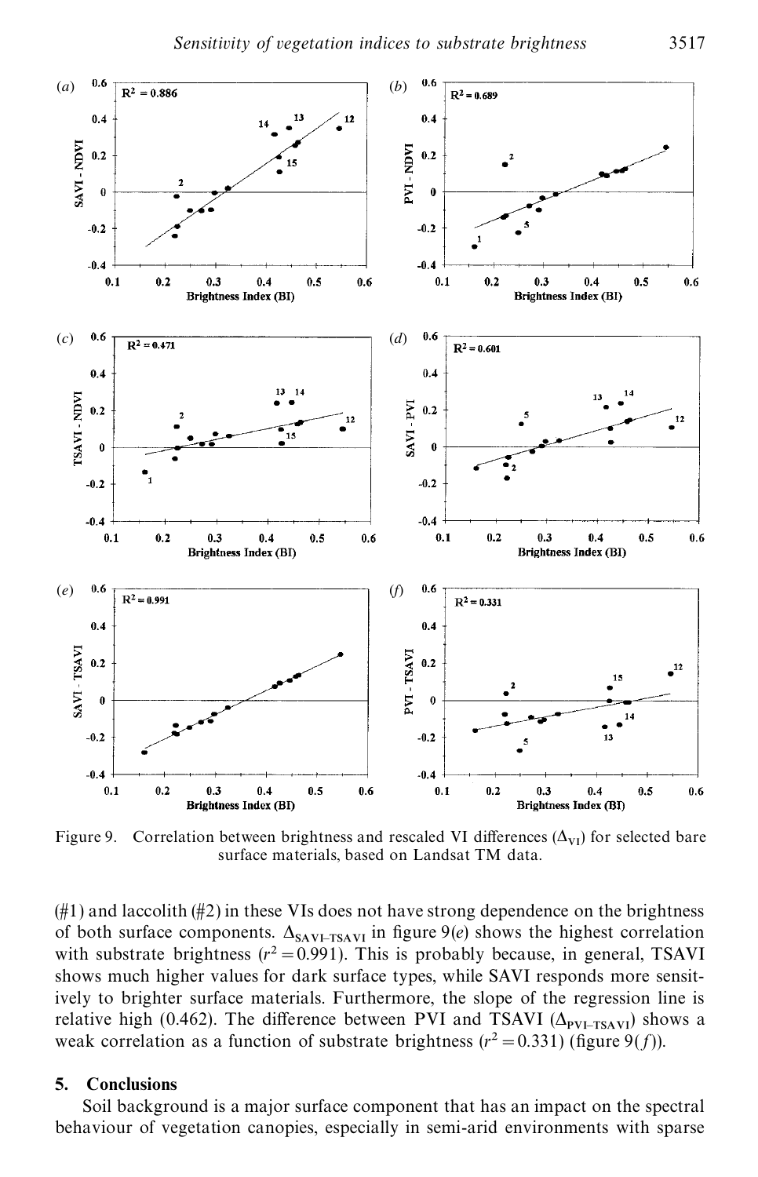Figure 9. Correlation between brightness and rescaled VI differences ($\Delta_{VI}$) for selected bare surface materials, based on Landsat TM data.

(#1) and laccolith (#2) in these VIs does not have strong dependence on the brightness of both surface components. $\Delta_{SAVI-TSAVI}$ in figure 9(*e*) shows the highest correlation with substrate brightness ($r^2=0.991$). This is probably because, in general, TSAVI shows much higher values for dark surface types, while SAVI responds more sensitively to brighter surface materials. Furthermore, the slope of the regression line is relative high (0.462). The difference between PVI and TSAVI ($\Delta_{PVI-TSAVI}$) shows a weak correlation as a function of substrate brightness ($r^2=0.331$) (figure 9(*f*)).

## 5. Conclusions

Soil background is a major surface component that has an impact on the spectral behaviour of vegetation canopies, especially in semi-arid environments with sparse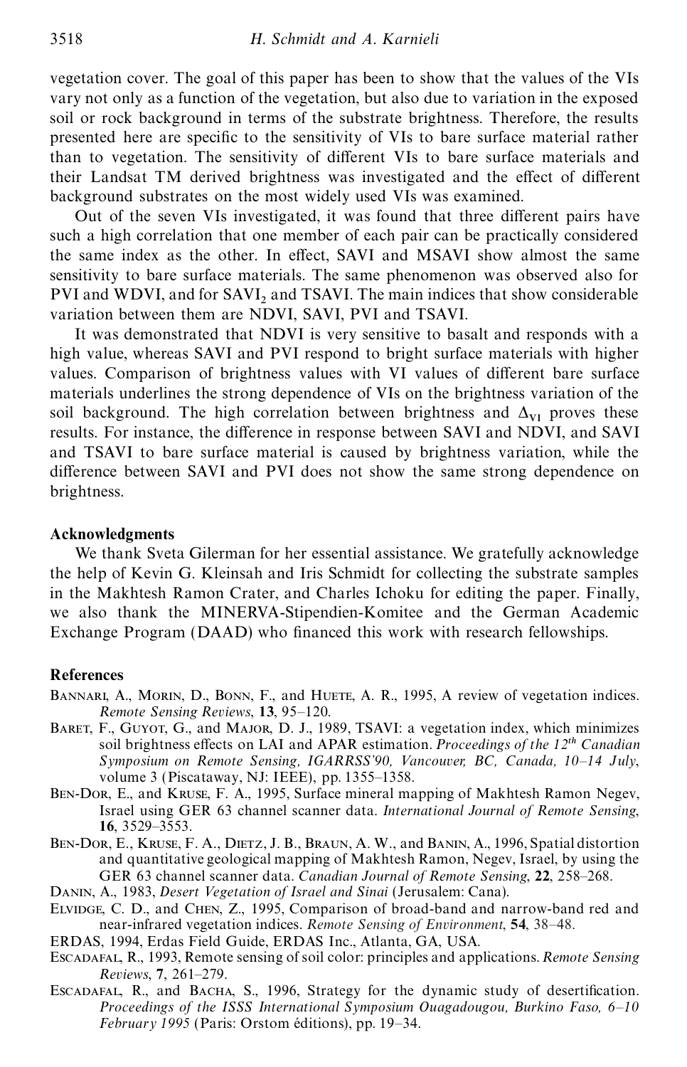vegetation cover. The goal of this paper has been to show that the values of the VIs vary not only as a function of the vegetation, but also due to variation in the exposed soil or rock background in terms of the substrate brightness. Therefore, the results presented here are specific to the sensitivity of VIs to bare surface material rather than to vegetation. The sensitivity of different VIs to bare surface materials and their Landsat TM derived brightness was investigated and the effect of different background substrates on the most widely used VIs was examined.

Out of the seven VIs investigated, it was found that three different pairs have such a high correlation that one member of each pair can be practically considered the same index as the other. In effect, SAVI and MSAVI show almost the same sensitivity to bare surface materials. The same phenomenon was observed also for PVI and WDVI, and for $SAVI_2$ and TSAVI. The main indices that show considerable variation between them are NDVI, SAVI, PVI and TSAVI.

It was demonstrated that NDVI is very sensitive to basalt and responds with a high value, whereas SAVI and PVI respond to bright surface materials with higher values. Comparison of brightness values with VI values of different bare surface materials underlines the strong dependence of VIs on the brightness variation of the soil background. The high correlation between brightness and $\Delta_{VI}$ proves these results. For instance, the difference in response between SAVI and NDVI, and SAVI and TSAVI to bare surface material is caused by brightness variation, while the difference between SAVI and PVI does not show the same strong dependence on brightness.

## Acknowledgments

We thank Sveta Gilerman for her essential assistance. We gratefully acknowledge the help of Kevin G. Kleinsah and Iris Schmidt for collecting the substrate samples in the Makhtesh Ramon Crater, and Charles Ichoku for editing the paper. Finally, we also thank the MINERVA-Stipendien-Komitee and the German Academic Exchange Program (DAAD) who financed this work with research fellowships.

## References

Bannari, A., Morin, D., Bonn, F., and Huete, A. R., 1995, A review of vegetation indices. *Remote Sensing Reviews*, **13**, 95–120.

Baret, F., Guyot, G., and Major, D. J., 1989, TSAVI: a vegetation index, which minimizes soil brightness effects on LAI and APAR estimation. *Proceedings of the 12th Canadian Symposium on Remote Sensing, IGARRSS'90, Vancouver, BC, Canada, 10–14 July*, volume 3 (Piscataway, NJ: IEEE), pp. 1355–1358.

Ben-Dor, E., and Kruse, F. A., 1995, Surface mineral mapping of Makhtesh Ramon Negev, Israel using GER 63 channel scanner data. *International Journal of Remote Sensing*, **16**, 3529–3553.

Ben-Dor, E., Kruse, F. A., Dietz, J. B., Braun, A. W., and Banin, A., 1996, Spatial distortion and quantitative geological mapping of Makhtesh Ramon, Negev, Israel, by using the GER 63 channel scanner data. *Canadian Journal of Remote Sensing*, **22**, 258–268.

Danin, A., 1983, *Desert Vegetation of Israel and Sinai* (Jerusalem: Cana).

Elvidge, C. D., and Chen, Z., 1995, Comparison of broad-band and narrow-band red and near-infrared vegetation indices. *Remote Sensing of Environment*, **54**, 38–48.

ERDAS, 1994, Erdas Field Guide, ERDAS Inc., Atlanta, GA, USA.

Escadafal, R., 1993, Remote sensing of soil color: principles and applications. *Remote Sensing Reviews*, **7**, 261–279.

Escadafal, R., and Bacha, S., 1996, Strategy for the dynamic study of desertification. *Proceedings of the ISSS International Symposium Ouagadougou, Burkino Faso, 6–10 February 1995* (Paris: Orstom éditions), pp. 19–34.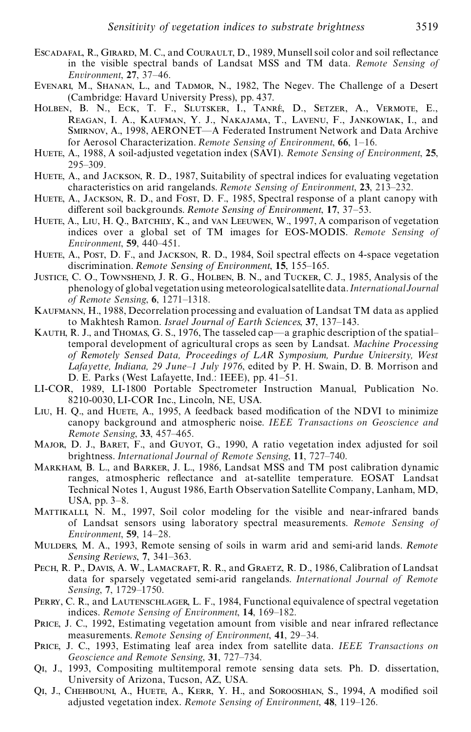Escadafal, R., Girard, M. C., and Courault, D., 1989, Munsell soil color and soil reflectance in the visible spectral bands of Landsat MSS and TM data. *Remote Sensing of Environment*, **27**, 37–46.

Evenari, M., Shanan, L., and Tadmor, N., 1982, The Negev. The Challenge of a Desert (Cambridge: Havard University Press), pp. 437.

Holben, B. N., Eck, T. F., Slutsker, I., Tanré, D., Setzer, A., Vermote, E., Reagan, I. A., Kaufman, Y. J., Nakajama, T., Lavenu, F., Jankowiak, I., and Smirnov, A., 1998, AERONET—A Federated Instrument Network and Data Archive for Aerosol Characterization. *Remote Sensing of Environment*, **66**, 1–16.

Huete, A., 1988, A soil-adjusted vegetation index (SAVI). *Remote Sensing of Environment*, **25**, 295–309.

Huete, A., and Jackson, R. D., 1987, Suitability of spectral indices for evaluating vegetation characteristics on arid rangelands. *Remote Sensing of Environment*, **23**, 213–232.

Huete, A., Jackson, R. D., and Post, D. F., 1985, Spectral response of a plant canopy with different soil backgrounds. *Remote Sensing of Environment*, **17**, 37–53.

Huete, A., Liu, H. Q., Batchily, K., and van Leeuwen, W., 1997, A comparison of vegetation indices over a global set of TM images for EOS-MODIS. *Remote Sensing of Environment*, **59**, 440–451.

Huete, A., Post, D. F., and Jackson, R. D., 1984, Soil spectral effects on 4-space vegetation discrimination. *Remote Sensing of Environment*, **15**, 155–165.

Justice, C. O., Townshend, J. R. G., Holben, B. N., and Tucker, C. J., 1985, Analysis of the phenology of global vegetation using meteorological satellite data. *International Journal of Remote Sensing*, **6**, 1271–1318.

Kaufmann, H., 1988, Decorrelation processing and evaluation of Landsat TM data as applied to Makhtesh Ramon. *Israel Journal of Earth Sciences*, **37**, 137–143.

Kauth, R. J., and Thomas, G. S., 1976, The tasseled cap—a graphic description of the spatial–temporal development of agricultural crops as seen by Landsat. *Machine Processing of Remotely Sensed Data, Proceedings of LAR Symposium, Purdue University, West Lafayette, Indiana, 29 June–1 July 1976*, edited by P. H. Swain, D. B. Morrison and D. E. Parks (West Lafayette, Ind.: IEEE), pp. 41–51.

LI-COR, 1989, LI-1800 Portable Spectrometer Instruction Manual, Publication No. 8210-0030, LI-COR Inc., Lincoln, NE, USA.

Liu, H. Q., and Huete, A., 1995, A feedback based modification of the NDVI to minimize canopy background and atmospheric noise. *IEEE Transactions on Geoscience and Remote Sensing*, **33**, 457–465.

Major, D. J., Baret, F., and Guyot, G., 1990, A ratio vegetation index adjusted for soil brightness. *International Journal of Remote Sensing*, **11**, 727–740.

Markham, B. L., and Barker, J. L., 1986, Landsat MSS and TM post calibration dynamic ranges, atmospheric reflectance and at-satellite temperature. EOSAT Landsat Technical Notes 1, August 1986, Earth Observation Satellite Company, Lanham, MD, USA, pp. 3–8.

Mattikalli, N. M., 1997, Soil color modeling for the visible and near-infrared bands of Landsat sensors using laboratory spectral measurements. *Remote Sensing of Environment*, **59**, 14–28.

Mulders, M. A., 1993, Remote sensing of soils in warm arid and semi-arid lands. *Remote Sensing Reviews*, **7**, 341–363.

Pech, R. P., Davis, A. W., Lamacraft, R. R., and Graetz, R. D., 1986, Calibration of Landsat data for sparsely vegetated semi-arid rangelands. *International Journal of Remote Sensing*, **7**, 1729–1750.

Perry, C. R., and Lautenschlager, L. F., 1984, Functional equivalence of spectral vegetation indices. *Remote Sensing of Environment*, **14**, 169–182.

Price, J. C., 1992, Estimating vegetation amount from visible and near infrared reflectance measurements. *Remote Sensing of Environment*, **41**, 29–34.

Price, J. C., 1993, Estimating leaf area index from satellite data. *IEEE Transactions on Geoscience and Remote Sensing*, **31**, 727–734.

Qi, J., 1993, Compositing multitemporal remote sensing data sets. Ph. D. dissertation, University of Arizona, Tucson, AZ, USA.

Qi, J., Chehbouni, A., Huete, A., Kerr, Y. H., and Sorooshian, S., 1994, A modified soil adjusted vegetation index. *Remote Sensing of Environment*, **48**, 119–126.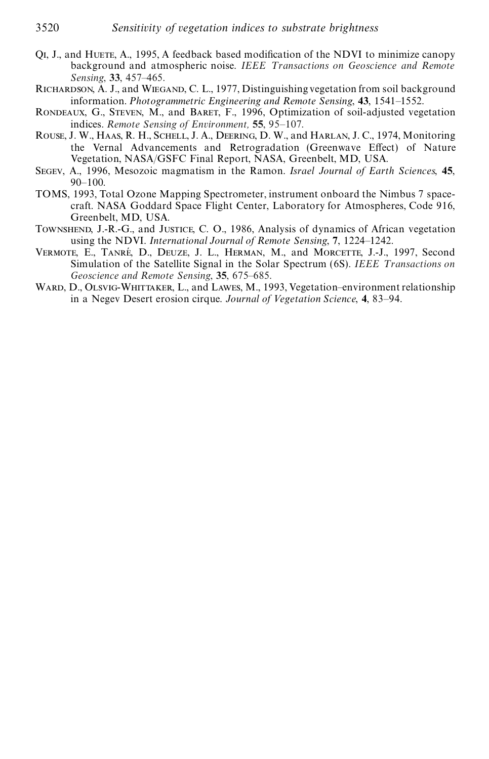Qi, J., and Huete, A., 1995, A feedback based modification of the NDVI to minimize canopy background and atmospheric noise. *IEEE Transactions on Geoscience and Remote Sensing*, **33**, 457–465.

Richardson, A. J., and Wiegand, C. L., 1977, Distinguishing vegetation from soil background information. *Photogrammetric Engineering and Remote Sensing*, **43**, 1541–1552.

Rondeaux, G., Steven, M., and Baret, F., 1996, Optimization of soil-adjusted vegetation indices. *Remote Sensing of Environment,* **55**, 95–107.

Rouse, J. W., Haas, R. H., Schell, J. A., Deering, D. W., and Harlan, J. C., 1974, Monitoring the Vernal Advancements and Retrogradation (Greenwave Effect) of Nature Vegetation, NASA/GSFC Final Report, NASA, Greenbelt, MD, USA.

Segev, A., 1996, Mesozoic magmatism in the Ramon. *Israel Journal of Earth Sciences*, **45**, 90–100.

TOMS, 1993, Total Ozone Mapping Spectrometer, instrument onboard the Nimbus 7 spacecraft. NASA Goddard Space Flight Center, Laboratory for Atmospheres, Code 916, Greenbelt, MD, USA.

Townshend, J.-R.-G., and Justice, C. O., 1986, Analysis of dynamics of African vegetation using the NDVI. *International Journal of Remote Sensing*, **7**, 1224–1242.

Vermote, E., Tanré, D., Deuze, J. L., Herman, M., and Morcette, J.-J., 1997, Second Simulation of the Satellite Signal in the Solar Spectrum (6S). *IEEE Transactions on Geoscience and Remote Sensing*, **35**, 675–685.

Ward, D., Olsvig-Whittaker, L., and Lawes, M., 1993, Vegetation–environment relationship in a Negev Desert erosion cirque. *Journal of Vegetation Science*, **4**, 83–94.